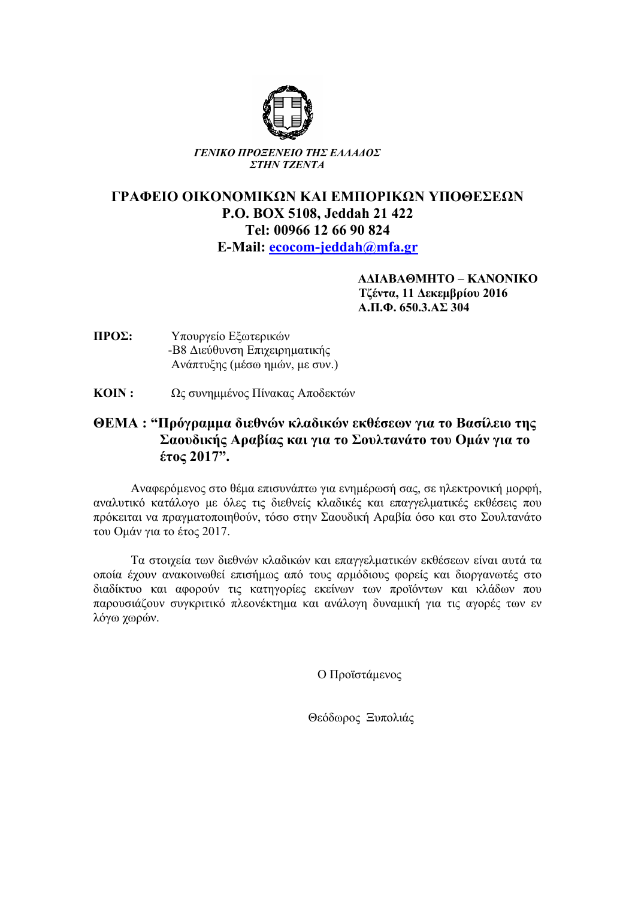*ΓΕΝΙΚΟ ΠΡΟΞΕΝΕΙΟ ΤΗΣ ΕΛΛΑΔΟΣ*
*ΣΤΗΝ ΤΖΕΝΤΑ*

## ΓΡΑΦΕΙΟ ΟΙΚΟΝΟΜΙΚΩΝ ΚΑΙ ΕΜΠΟΡΙΚΩΝ ΥΠΟΘΕΣΕΩΝ
**P.O. BOX 5108, Jeddah 21 422**
**Tel: 00966 12 66 90 824**
**E-Mail: ecocom-jeddah@mfa.gr**

**ΑΔΙΑΒΑΘΜΗΤΟ – ΚΑΝΟΝΙΚΟ**
**Τζέντα, 11 Δεκεμβρίου 2016**
**Α.Π.Φ. 650.3.ΑΣ 304**

**ΠΡΟΣ:** Υπουργείο Εξωτερικών
-Β8 Διεύθυνση Επιχειρηματικής Ανάπτυξης (μέσω ημών, με συν.)

**ΚΟΙΝ :** Ως συνημμένος Πίνακας Αποδεκτών

**ΘΕΜΑ : "Πρόγραμμα διεθνών κλαδικών εκθέσεων για το Βασίλειο της Σαουδικής Αραβίας και για το Σουλτανάτο του Ομάν για το έτος 2017".**

Αναφερόμενος στο θέμα επισυνάπτω για ενημέρωσή σας, σε ηλεκτρονική μορφή, αναλυτικό κατάλογο με όλες τις διεθνείς κλαδικές και επαγγελματικές εκθέσεις που πρόκειται να πραγματοποιηθούν, τόσο στην Σαουδική Αραβία όσο και στο Σουλτανάτο του Ομάν για το έτος 2017.

Τα στοιχεία των διεθνών κλαδικών και επαγγελματικών εκθέσεων είναι αυτά τα οποία έχουν ανακοινωθεί επισήμως από τους αρμόδιους φορείς και διοργανωτές στο διαδίκτυο και αφορούν τις κατηγορίες εκείνων των προϊόντων και κλάδων που παρουσιάζουν συγκριτικό πλεονέκτημα και ανάλογη δυναμική για τις αγορές των εν λόγω χωρών.

Ο Προϊστάμενος

Θεόδωρος Ξυπολιάς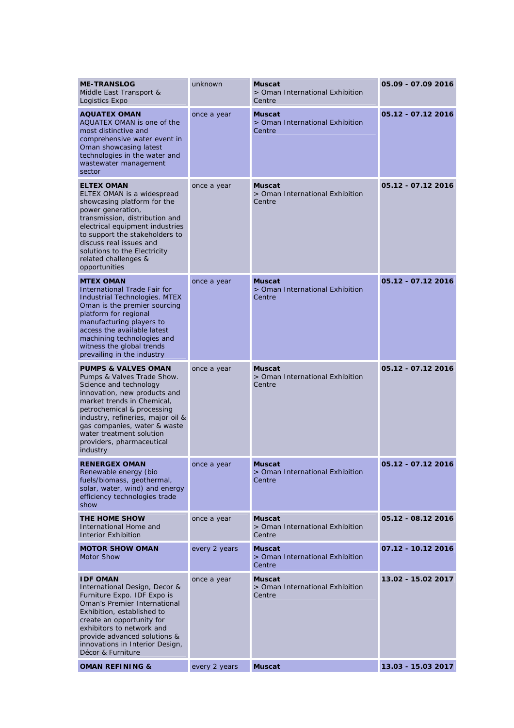| | | | |
|---|---|---|---|
| **ME-TRANSLOG** Middle East Transport & Logistics Expo | unknown | **Muscat** > Oman International Exhibition Centre | **05.09 - 07.09 2016** |
| **AQUATEX OMAN** AQUATEX OMAN is one of the most distinctive and comprehensive water event in Oman showcasing latest technologies in the water and wastewater management sector | once a year | **Muscat** > Oman International Exhibition Centre | **05.12 - 07.12 2016** |
| **ELTEX OMAN** ELTEX OMAN is a widespread showcasing platform for the power generation, transmission, distribution and electrical equipment industries to support the stakeholders to discuss real issues and solutions to the Electricity related challenges & opportunities | once a year | **Muscat** > Oman International Exhibition Centre | **05.12 - 07.12 2016** |
| **MTEX OMAN** International Trade Fair for Industrial Technologies. MTEX Oman is the premier sourcing platform for regional manufacturing players to access the available latest machining technologies and witness the global trends prevailing in the industry | once a year | **Muscat** > Oman International Exhibition Centre | **05.12 - 07.12 2016** |
| **PUMPS & VALVES OMAN** Pumps & Valves Trade Show. Science and technology innovation, new products and market trends in Chemical, petrochemical & processing industry, refineries, major oil & gas companies, water & waste water treatment solution providers, pharmaceutical industry | once a year | **Muscat** > Oman International Exhibition Centre | **05.12 - 07.12 2016** |
| **RENERGEX OMAN** Renewable energy (bio fuels/biomass, geothermal, solar, water, wind) and energy efficiency technologies trade show | once a year | **Muscat** > Oman International Exhibition Centre | **05.12 - 07.12 2016** |
| **THE HOME SHOW** International Home and Interior Exhibition | once a year | **Muscat** > Oman International Exhibition Centre | **05.12 - 08.12 2016** |
| **MOTOR SHOW OMAN** Motor Show | every 2 years | **Muscat** > Oman International Exhibition Centre | **07.12 - 10.12 2016** |
| **IDF OMAN** International Design, Decor & Furniture Expo. IDF Expo is Oman's Premier International Exhibition, established to create an opportunity for exhibitors to network and provide advanced solutions & innovations in Interior Design, Décor & Furniture | once a year | **Muscat** > Oman International Exhibition Centre | **13.02 - 15.02 2017** |
| **OMAN REFINING &** | every 2 years | **Muscat** | **13.03 - 15.03 2017** |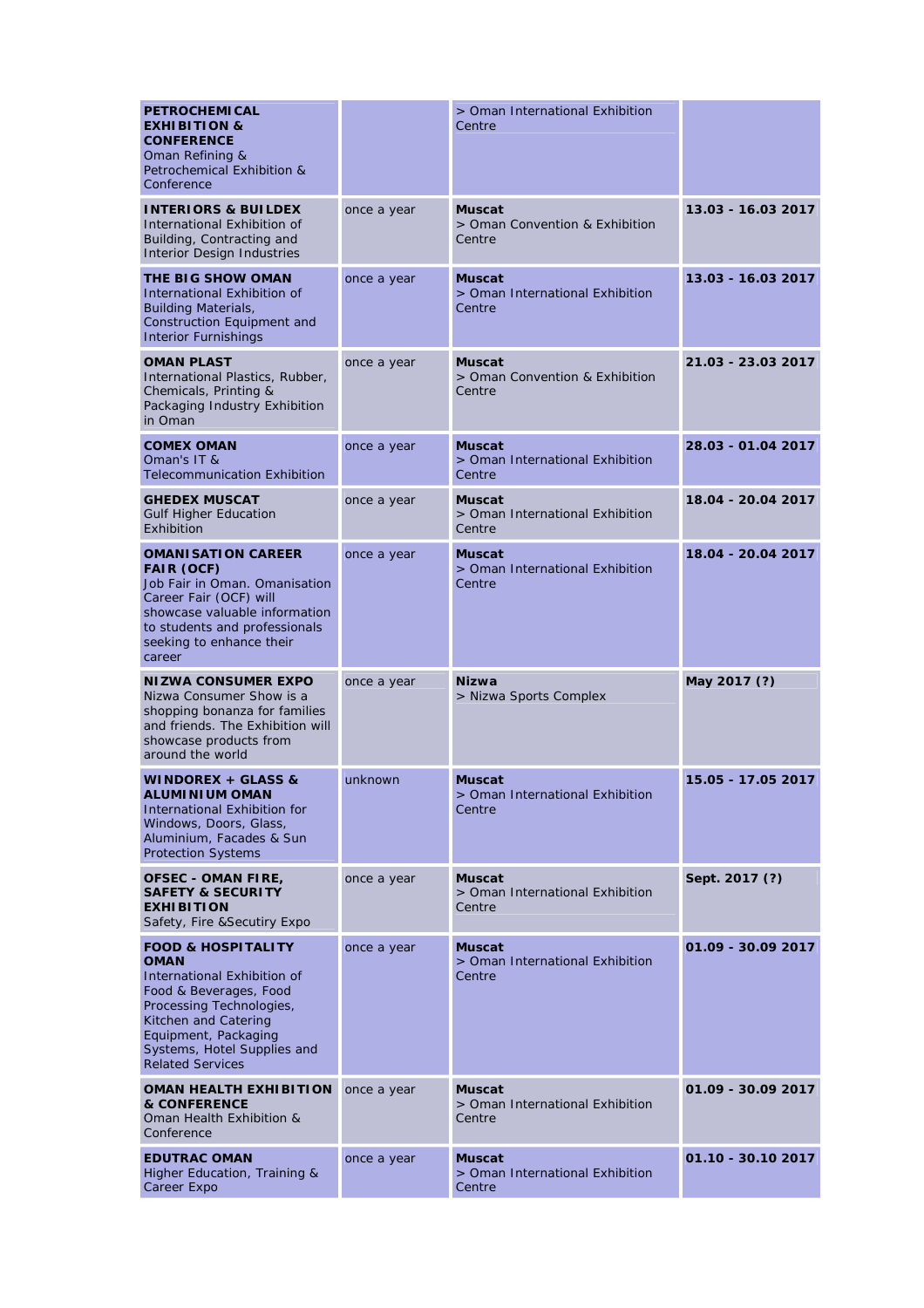| | | | |
|---|---|---|---|
| **PETROCHEMICAL EXHIBITION & CONFERENCE** Oman Refining & Petrochemical Exhibition & Conference | | > Oman International Exhibition Centre | |
| **INTERIORS & BUILDEX** International Exhibition of Building, Contracting and Interior Design Industries | once a year | **Muscat** > Oman Convention & Exhibition Centre | **13.03 - 16.03 2017** |
| **THE BIG SHOW OMAN** International Exhibition of Building Materials, Construction Equipment and Interior Furnishings | once a year | **Muscat** > Oman International Exhibition Centre | **13.03 - 16.03 2017** |
| **OMAN PLAST** International Plastics, Rubber, Chemicals, Printing & Packaging Industry Exhibition in Oman | once a year | **Muscat** > Oman Convention & Exhibition Centre | **21.03 - 23.03 2017** |
| **COMEX OMAN** Oman's IT & Telecommunication Exhibition | once a year | **Muscat** > Oman International Exhibition Centre | **28.03 - 01.04 2017** |
| **GHEDEX MUSCAT** Gulf Higher Education Exhibition | once a year | **Muscat** > Oman International Exhibition Centre | **18.04 - 20.04 2017** |
| **OMANISATION CAREER FAIR (OCF)** Job Fair in Oman. Omanisation Career Fair (OCF) will showcase valuable information to students and professionals seeking to enhance their career | once a year | **Muscat** > Oman International Exhibition Centre | **18.04 - 20.04 2017** |
| **NIZWA CONSUMER EXPO** Nizwa Consumer Show is a shopping bonanza for families and friends. The Exhibition will showcase products from around the world | once a year | **Nizwa** > Nizwa Sports Complex | **May 2017 (?)** |
| **WINDOREX + GLASS & ALUMINIUM OMAN** International Exhibition for Windows, Doors, Glass, Aluminium, Facades & Sun Protection Systems | unknown | **Muscat** > Oman International Exhibition Centre | **15.05 - 17.05 2017** |
| **OFSEC - OMAN FIRE, SAFETY & SECURITY EXHIBITION** Safety, Fire &Secutiry Expo | once a year | **Muscat** > Oman International Exhibition Centre | **Sept. 2017 (?)** |
| **FOOD & HOSPITALITY OMAN** International Exhibition of Food & Beverages, Food Processing Technologies, Kitchen and Catering Equipment, Packaging Systems, Hotel Supplies and Related Services | once a year | **Muscat** > Oman International Exhibition Centre | **01.09 - 30.09 2017** |
| **OMAN HEALTH EXHIBITION & CONFERENCE** Oman Health Exhibition & Conference | once a year | **Muscat** > Oman International Exhibition Centre | **01.09 - 30.09 2017** |
| **EDUTRAC OMAN** Higher Education, Training & Career Expo | once a year | **Muscat** > Oman International Exhibition Centre | **01.10 - 30.10 2017** |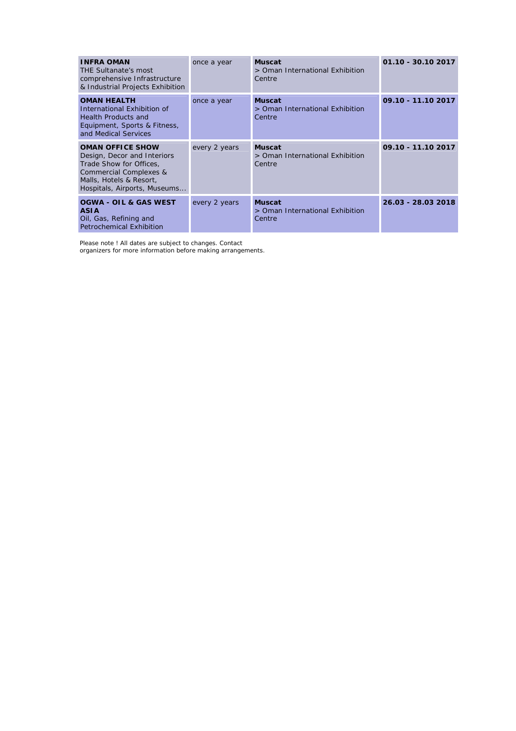| | | | |
|---|---|---|---|
| **INFRA OMAN** THE Sultanate's most comprehensive Infrastructure & Industrial Projects Exhibition | once a year | **Muscat** > Oman International Exhibition Centre | **01.10 - 30.10 2017** |
| **OMAN HEALTH** International Exhibition of Health Products and Equipment, Sports & Fitness, and Medical Services | once a year | **Muscat** > Oman International Exhibition Centre | **09.10 - 11.10 2017** |
| **OMAN OFFICE SHOW** Design, Decor and Interiors Trade Show for Offices, Commercial Complexes & Malls, Hotels & Resort, Hospitals, Airports, Museums... | every 2 years | **Muscat** > Oman International Exhibition Centre | **09.10 - 11.10 2017** |
| **OGWA - OIL & GAS WEST ASIA** Oil, Gas, Refining and Petrochemical Exhibition | every 2 years | **Muscat** > Oman International Exhibition Centre | **26.03 - 28.03 2018** |

Please note ! All dates are subject to changes. Contact organizers for more information before making arrangements.